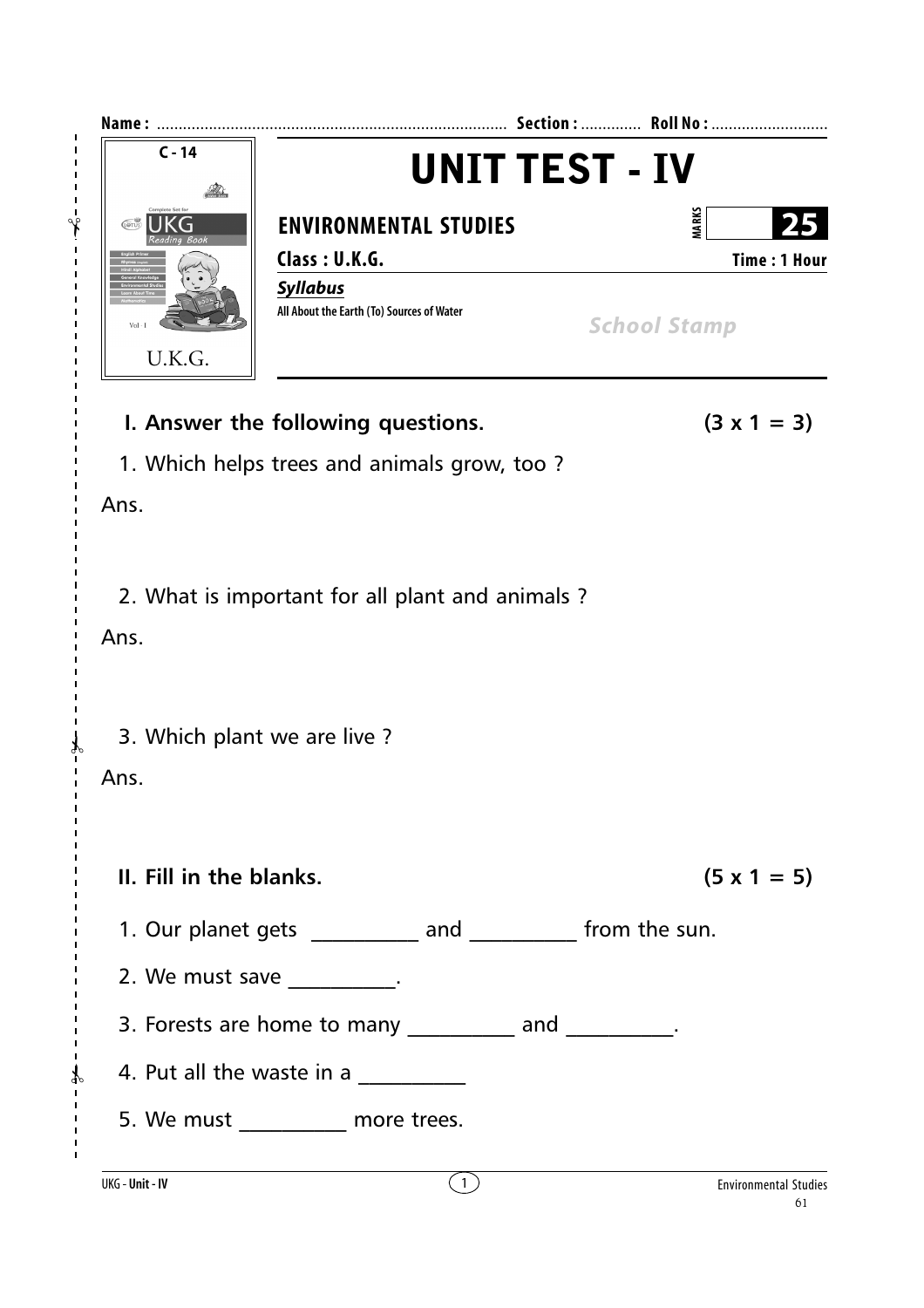Name : ................................................................................ Section : ............. Roll No : ...........................

C - 14

UKG Reading Book

U.K.G.

# UNIT TEST - IV

## ENVIRONMENTAL STUDIES

MARKS **25**

**Class : U.K.G.** **Time : 1 Hour**

***Syllabus***

**All About the Earth (To) Sources of Water**

*School Stamp*

### I. Answer the following questions. (3 x 1 = 3)

1. Which helps trees and animals grow, too ?

Ans.

2. What is important for all plant and animals ?

Ans.

3. Which plant we are live ?

Ans.

### II. Fill in the blanks. (5 x 1 = 5)

1. Our planet gets __________ and __________ from the sun.
2. We must save __________.
3. Forests are home to many __________ and __________.
4. Put all the waste in a __________
5. We must __________ more trees.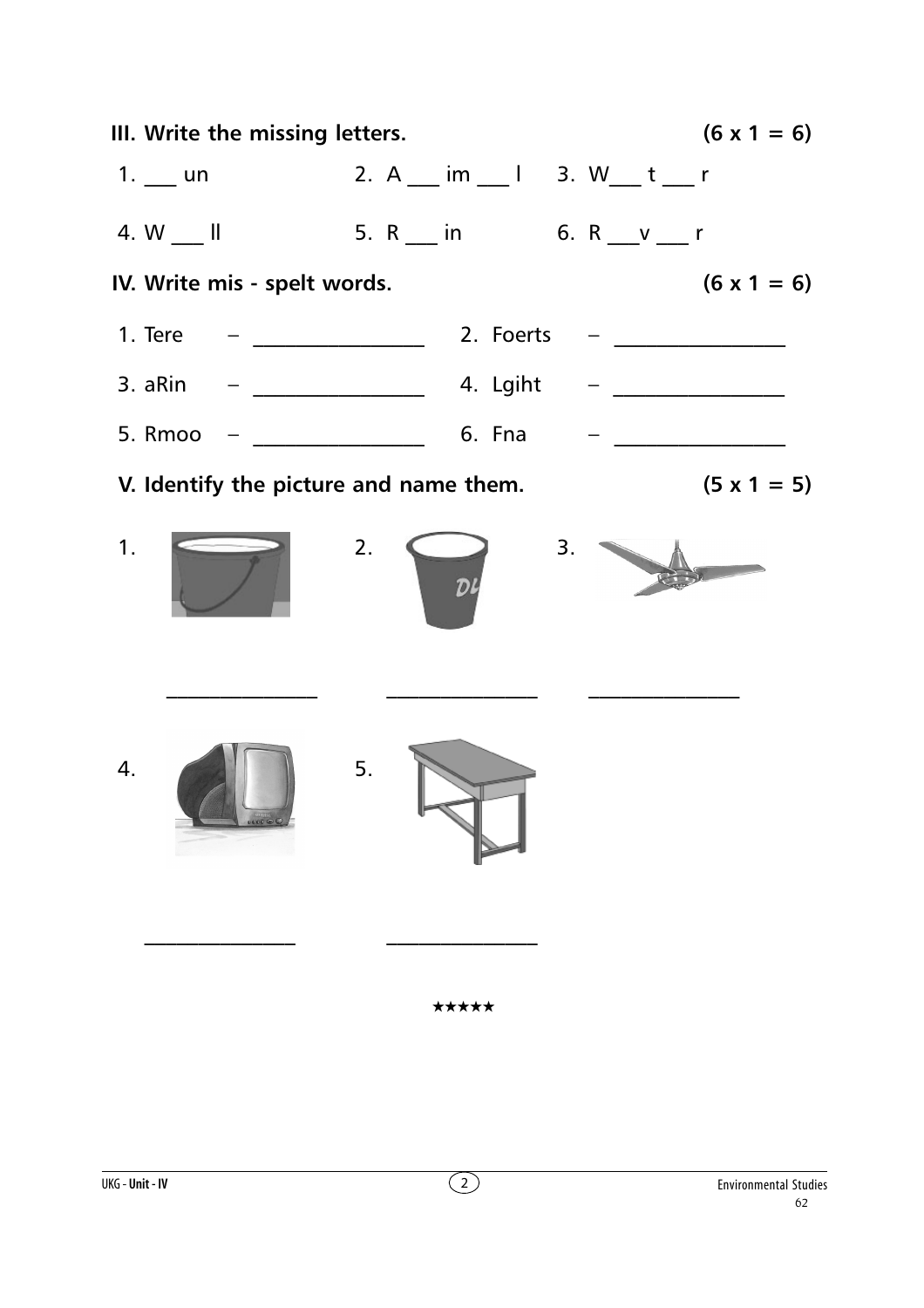**III. Write the missing letters.** **(6 x 1 = 6)**

1. ___ un
2. A ___ im ___ l
3. W___ t ___ r
4. W ___ ll
5. R ___ in
6. R ___v ___ r

**IV. Write mis - spelt words.** **(6 x 1 = 6)**

1. Tere – ________________
2. Foerts – ________________
3. aRin – ________________
4. Lgiht – ________________
5. Rmoo – ________________
6. Fna – ________________

**V. Identify the picture and name them.** **(5 x 1 = 5)**

1. ________________
2. ________________
3. ________________
4. ________________
5. ________________

★★★★★